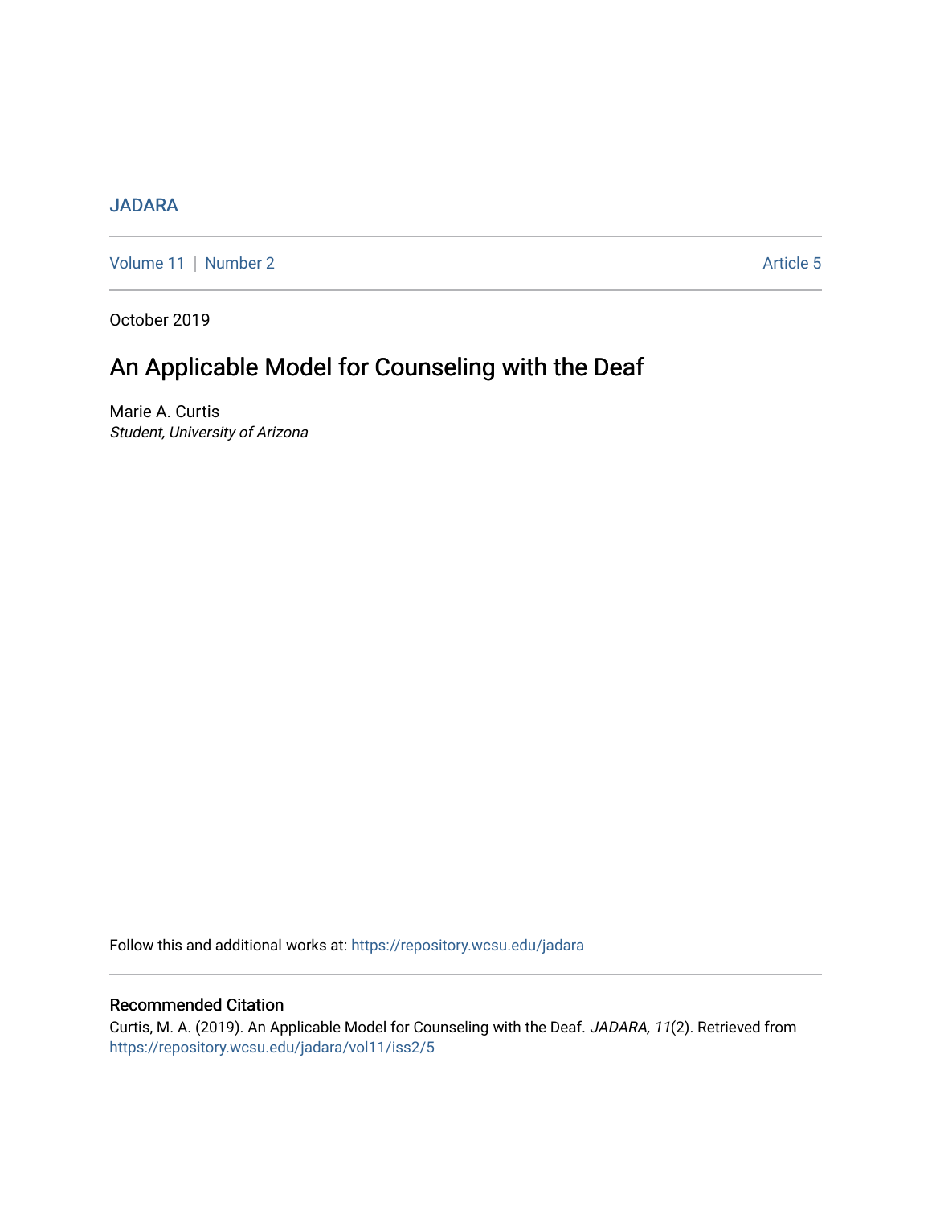JADARA

Volume 11 | Number 2 Article 5

October 2019

# An Applicable Model for Counseling with the Deaf

Marie A. Curtis
*Student, University of Arizona*

Follow this and additional works at: https://repository.wcsu.edu/jadara

## Recommended Citation

Curtis, M. A. (2019). An Applicable Model for Counseling with the Deaf. *JADARA, 11*(2). Retrieved from https://repository.wcsu.edu/jadara/vol11/iss2/5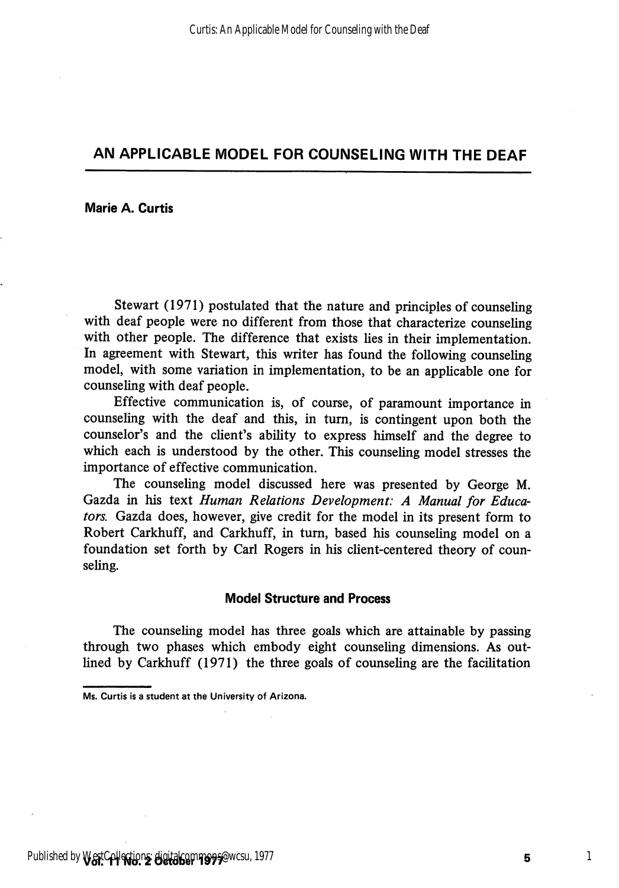## AN APPLICABLE MODEL FOR COUNSELING WITH THE DEAF

**Marie A. Curtis**

Stewart (1971) postulated that the nature and principles of counseling with deaf people were no different from those that characterize counseling with other people. The difference that exists lies in their implementation. In agreement with Stewart, this writer has found the following counseling model, with some variation in implementation, to be an applicable one for counseling with deaf people.

Effective communication is, of course, of paramount importance in counseling with the deaf and this, in turn, is contingent upon both the counselor's and the client's ability to express himself and the degree to which each is understood by the other. This counseling model stresses the importance of effective communication.

The counseling model discussed here was presented by George M. Gazda in his text *Human Relations Development: A Manual for Educators.* Gazda does, however, give credit for the model in its present form to Robert Carkhuff, and Carkhuff, in turn, based his counseling model on a foundation set forth by Carl Rogers in his client-centered theory of counseling.

### Model Structure and Process

The counseling model has three goals which are attainable by passing through two phases which embody eight counseling dimensions. As outlined by Carkhuff (1971) the three goals of counseling are the facilitation

Ms. Curtis is a student at the University of Arizona.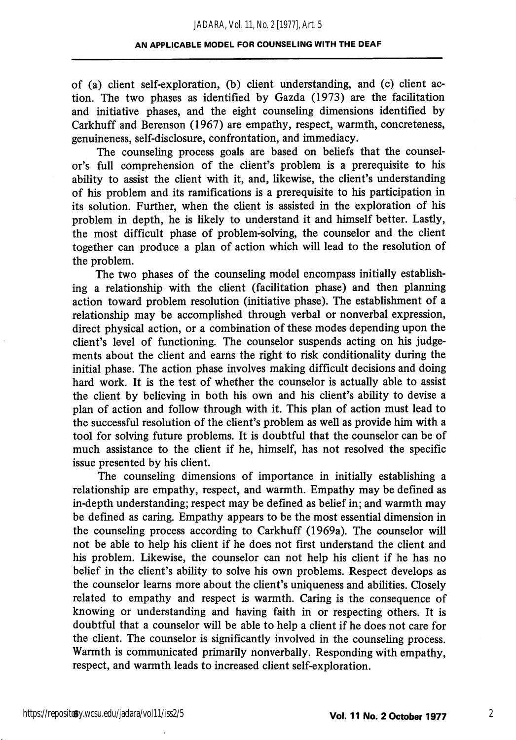of (a) client self-exploration, (b) client understanding, and (c) client action. The two phases as identified by Gazda (1973) are the facilitation and initiative phases, and the eight counseling dimensions identified by Carkhuff and Berenson (1967) are empathy, respect, warmth, concreteness, genuineness, self-disclosure, confrontation, and immediacy.

The counseling process goals are based on beliefs that the counselor's full comprehension of the client's problem is a prerequisite to his ability to assist the client with it, and, likewise, the client's understanding of his problem and its ramifications is a prerequisite to his participation in its solution. Further, when the client is assisted in the exploration of his problem in depth, he is likely to understand it and himself better. Lastly, the most difficult phase of problem-solving, the counselor and the client together can produce a plan of action which will lead to the resolution of the problem.

The two phases of the counseling model encompass initially establishing a relationship with the client (facilitation phase) and then planning action toward problem resolution (initiative phase). The establishment of a relationship may be accomplished through verbal or nonverbal expression, direct physical action, or a combination of these modes depending upon the client's level of functioning. The counselor suspends acting on his judgements about the client and earns the right to risk conditionality during the initial phase. The action phase involves making difficult decisions and doing hard work. It is the test of whether the counselor is actually able to assist the client by believing in both his own and his client's ability to devise a plan of action and follow through with it. This plan of action must lead to the successful resolution of the client's problem as well as provide him with a tool for solving future problems. It is doubtful that the counselor can be of much assistance to the client if he, himself, has not resolved the specific issue presented by his client.

The counseling dimensions of importance in initially establishing a relationship are empathy, respect, and warmth. Empathy may be defined as in-depth understanding; respect may be defined as belief in; and warmth may be defined as caring. Empathy appears to be the most essential dimension in the counseling process according to Carkhuff (1969a). The counselor will not be able to help his client if he does not first understand the client and his problem. Likewise, the counselor can not help his client if he has no belief in the client's ability to solve his own problems. Respect develops as the counselor learns more about the client's uniqueness and abilities. Closely related to empathy and respect is warmth. Caring is the consequence of knowing or understanding and having faith in or respecting others. It is doubtful that a counselor will be able to help a client if he does not care for the client. The counselor is significantly involved in the counseling process. Warmth is communicated primarily nonverbally. Responding with empathy, respect, and warmth leads to increased client self-exploration.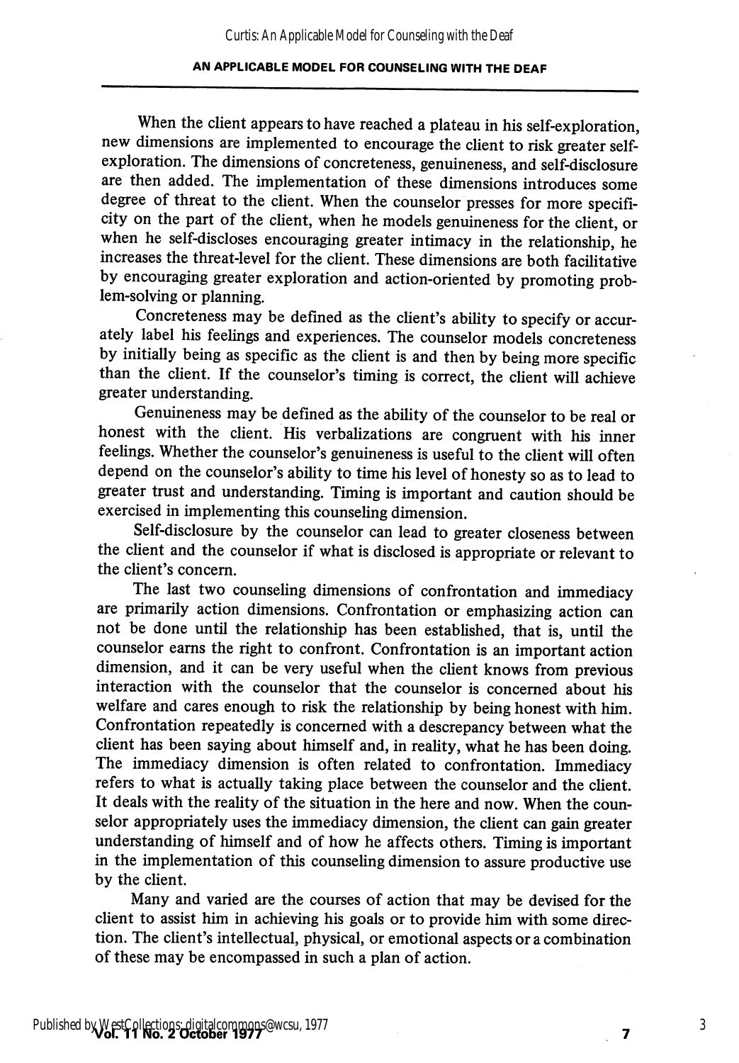When the client appears to have reached a plateau in his self-exploration, new dimensions are implemented to encourage the client to risk greater self-exploration. The dimensions of concreteness, genuineness, and self-disclosure are then added. The implementation of these dimensions introduces some degree of threat to the client. When the counselor presses for more specificity on the part of the client, when he models genuineness for the client, or when he self-discloses encouraging greater intimacy in the relationship, he increases the threat-level for the client. These dimensions are both facilitative by encouraging greater exploration and action-oriented by promoting problem-solving or planning.

Concreteness may be defined as the client's ability to specify or accurately label his feelings and experiences. The counselor models concreteness by initially being as specific as the client is and then by being more specific than the client. If the counselor's timing is correct, the client will achieve greater understanding.

Genuineness may be defined as the ability of the counselor to be real or honest with the client. His verbalizations are congruent with his inner feelings. Whether the counselor's genuineness is useful to the client will often depend on the counselor's ability to time his level of honesty so as to lead to greater trust and understanding. Timing is important and caution should be exercised in implementing this counseling dimension.

Self-disclosure by the counselor can lead to greater closeness between the client and the counselor if what is disclosed is appropriate or relevant to the client's concern.

The last two counseling dimensions of confrontation and immediacy are primarily action dimensions. Confrontation or emphasizing action can not be done until the relationship has been established, that is, until the counselor earns the right to confront. Confrontation is an important action dimension, and it can be very useful when the client knows from previous interaction with the counselor that the counselor is concerned about his welfare and cares enough to risk the relationship by being honest with him. Confrontation repeatedly is concerned with a descrepancy between what the client has been saying about himself and, in reality, what he has been doing. The immediacy dimension is often related to confrontation. Immediacy refers to what is actually taking place between the counselor and the client. It deals with the reality of the situation in the here and now. When the counselor appropriately uses the immediacy dimension, the client can gain greater understanding of himself and of how he affects others. Timing is important in the implementation of this counseling dimension to assure productive use by the client.

Many and varied are the courses of action that may be devised for the client to assist him in achieving his goals or to provide him with some direction. The client's intellectual, physical, or emotional aspects or a combination of these may be encompassed in such a plan of action.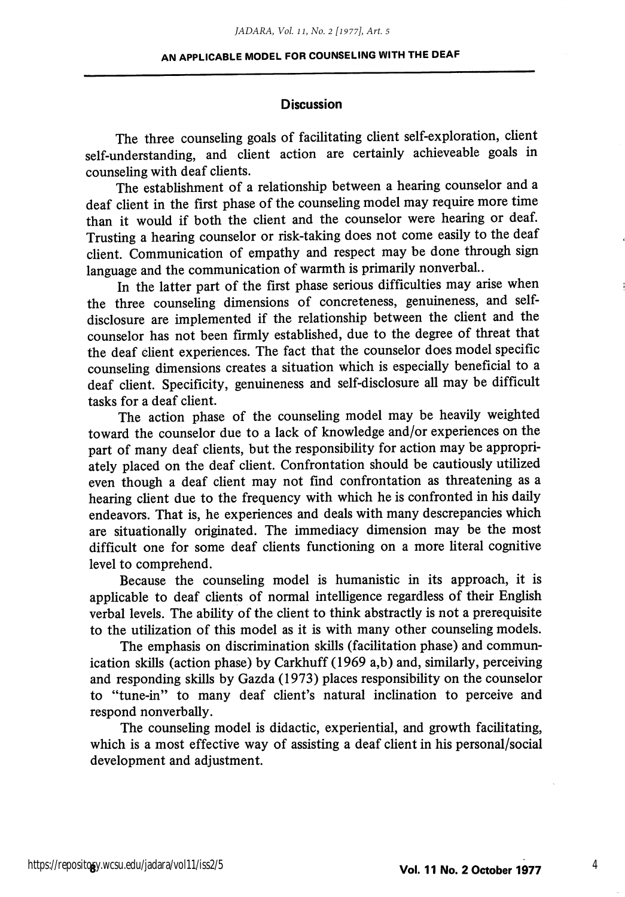## Discussion

The three counseling goals of facilitating client self-exploration, client self-understanding, and client action are certainly achieveable goals in counseling with deaf clients.

The establishment of a relationship between a hearing counselor and a deaf client in the first phase of the counseling model may require more time than it would if both the client and the counselor were hearing or deaf. Trusting a hearing counselor or risk-taking does not come easily to the deaf client. Communication of empathy and respect may be done through sign language and the communication of warmth is primarily nonverbal..

In the latter part of the first phase serious difficulties may arise when the three counseling dimensions of concreteness, genuineness, and self-disclosure are implemented if the relationship between the client and the counselor has not been firmly established, due to the degree of threat that the deaf client experiences. The fact that the counselor does model specific counseling dimensions creates a situation which is especially beneficial to a deaf client. Specificity, genuineness and self-disclosure all may be difficult tasks for a deaf client.

The action phase of the counseling model may be heavily weighted toward the counselor due to a lack of knowledge and/or experiences on the part of many deaf clients, but the responsibility for action may be appropriately placed on the deaf client. Confrontation should be cautiously utilized even though a deaf client may not find confrontation as threatening as a hearing client due to the frequency with which he is confronted in his daily endeavors. That is, he experiences and deals with many descrepancies which are situationally originated. The immediacy dimension may be the most difficult one for some deaf clients functioning on a more literal cognitive level to comprehend.

Because the counseling model is humanistic in its approach, it is applicable to deaf clients of normal intelligence regardless of their English verbal levels. The ability of the client to think abstractly is not a prerequisite to the utilization of this model as it is with many other counseling models.

The emphasis on discrimination skills (facilitation phase) and communication skills (action phase) by Carkhuff (1969 a,b) and, similarly, perceiving and responding skills by Gazda (1973) places responsibility on the counselor to "tune-in" to many deaf client's natural inclination to perceive and respond nonverbally.

The counseling model is didactic, experiential, and growth facilitating, which is a most effective way of assisting a deaf client in his personal/social development and adjustment.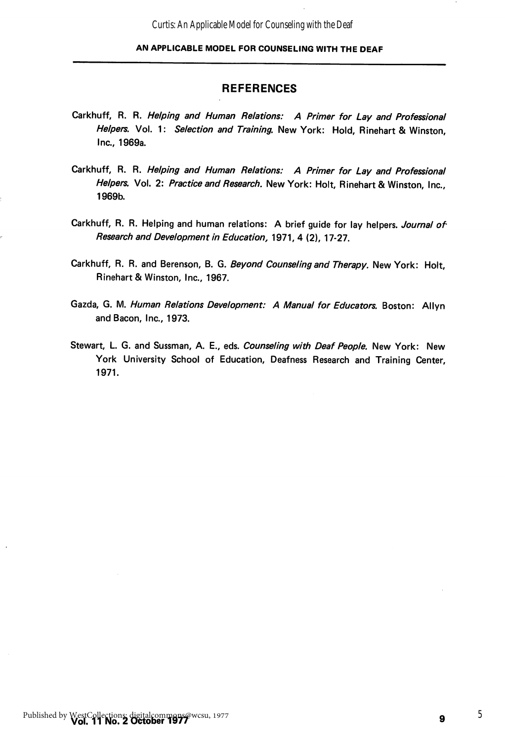## REFERENCES

Carkhuff, R. R. *Helping and Human Relations: A Primer for Lay and Professional Helpers.* Vol. 1: *Selection and Training.* New York: Hold, Rinehart & Winston, Inc., 1969a.

Carkhuff, R. R. *Helping and Human Relations: A Primer for Lay and Professional Helpers.* Vol. 2: *Practice and Research.* New York: Holt, Rinehart & Winston, Inc., 1969b.

Carkhuff, R. R. Helping and human relations: A brief guide for lay helpers. *Journal of Research and Development in Education,* 1971, 4 (2), 17-27.

Carkhuff, R. R. and Berenson, B. G. *Beyond Counseling and Therapy.* New York: Holt, Rinehart & Winston, Inc., 1967.

Gazda, G. M. *Human Relations Development: A Manual for Educators.* Boston: Allyn and Bacon, Inc., 1973.

Stewart, L. G. and Sussman, A. E., eds. *Counseling with Deaf People.* New York: New York University School of Education, Deafness Research and Training Center, 1971.